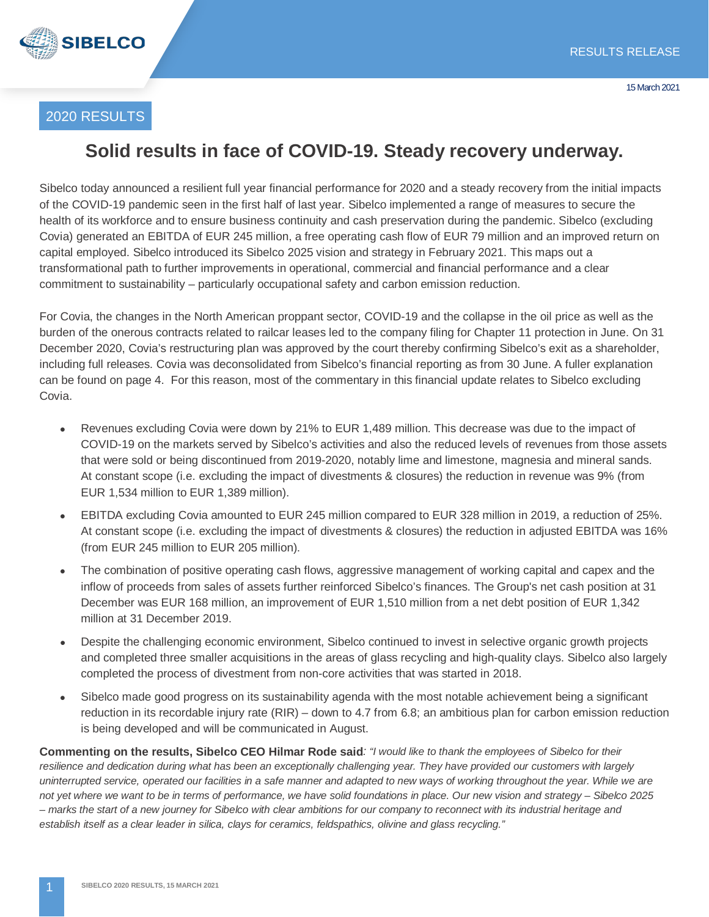RESULTS RELEASE

15 March 2021

2020 RESULTS

# Solid results in face of COVID-19. Steady recovery underway.

Sibelco today announced a resilient full year financial performance for 2020 and a steady recovery from the initial impacts of the COVID-19 pandemic seen in the first half of last year. Sibelco implemented a range of measures to secure the health of its workforce and to ensure business continuity and cash preservation during the pandemic. Sibelco (excluding Covia) generated an EBITDA of EUR 245 million, a free operating cash flow of EUR 79 million and an improved return on capital employed. Sibelco introduced its Sibelco 2025 vision and strategy in February 2021. This maps out a transformational path to further improvements in operational, commercial and financial performance and a clear commitment to sustainability – particularly occupational safety and carbon emission reduction.

For Covia, the changes in the North American proppant sector, COVID-19 and the collapse in the oil price as well as the burden of the onerous contracts related to railcar leases led to the company filing for Chapter 11 protection in June. On 31 December 2020, Covia's restructuring plan was approved by the court thereby confirming Sibelco's exit as a shareholder, including full releases. Covia was deconsolidated from Sibelco's financial reporting as from 30 June. A fuller explanation can be found on page 4. For this reason, most of the commentary in this financial update relates to Sibelco excluding Covia.

- Revenues excluding Covia were down by 21% to EUR 1,489 million. This decrease was due to the impact of COVID-19 on the markets served by Sibelco's activities and also the reduced levels of revenues from those assets that were sold or being discontinued from 2019-2020, notably lime and limestone, magnesia and mineral sands. At constant scope (i.e. excluding the impact of divestments & closures) the reduction in revenue was 9% (from EUR 1,534 million to EUR 1,389 million).
- EBITDA excluding Covia amounted to EUR 245 million compared to EUR 328 million in 2019, a reduction of 25%. At constant scope (i.e. excluding the impact of divestments & closures) the reduction in adjusted EBITDA was 16% (from EUR 245 million to EUR 205 million).
- The combination of positive operating cash flows, aggressive management of working capital and capex and the inflow of proceeds from sales of assets further reinforced Sibelco's finances. The Group's net cash position at 31 December was EUR 168 million, an improvement of EUR 1,510 million from a net debt position of EUR 1,342 million at 31 December 2019.
- Despite the challenging economic environment, Sibelco continued to invest in selective organic growth projects and completed three smaller acquisitions in the areas of glass recycling and high-quality clays. Sibelco also largely completed the process of divestment from non-core activities that was started in 2018.
- Sibelco made good progress on its sustainability agenda with the most notable achievement being a significant reduction in its recordable injury rate (RIR) – down to 4.7 from 6.8; an ambitious plan for carbon emission reduction is being developed and will be communicated in August.

**Commenting on the results, Sibelco CEO Hilmar Rode said**: *"I would like to thank the employees of Sibelco for their resilience and dedication during what has been an exceptionally challenging year. They have provided our customers with largely uninterrupted service, operated our facilities in a safe manner and adapted to new ways of working throughout the year. While we are not yet where we want to be in terms of performance, we have solid foundations in place. Our new vision and strategy – Sibelco 2025 – marks the start of a new journey for Sibelco with clear ambitions for our company to reconnect with its industrial heritage and establish itself as a clear leader in silica, clays for ceramics, feldspathics, olivine and glass recycling."*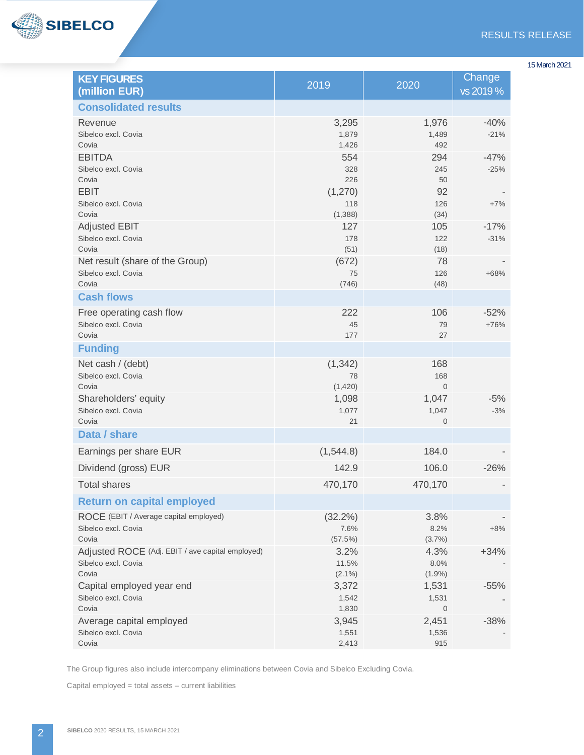15 March 2021

| KEY FIGURES (million EUR) | 2019 | 2020 | Change vs 2019 % |
|---|---|---|---|
| **Consolidated results** | | | |
| Revenue | 3,295 | 1,976 | -40% |
| Sibelco excl. Covia | 1,879 | 1,489 | -21% |
| Covia | 1,426 | 492 | |
| EBITDA | 554 | 294 | -47% |
| Sibelco excl. Covia | 328 | 245 | -25% |
| Covia | 226 | 50 | |
| EBIT | (1,270) | 92 | - |
| Sibelco excl. Covia | 118 | 126 | +7% |
| Covia | (1,388) | (34) | |
| Adjusted EBIT | 127 | 105 | -17% |
| Sibelco excl. Covia | 178 | 122 | -31% |
| Covia | (51) | (18) | |
| Net result (share of the Group) | (672) | 78 | - |
| Sibelco excl. Covia | 75 | 126 | +68% |
| Covia | (746) | (48) | |
| **Cash flows** | | | |
| Free operating cash flow | 222 | 106 | -52% |
| Sibelco excl. Covia | 45 | 79 | +76% |
| Covia | 177 | 27 | |
| **Funding** | | | |
| Net cash / (debt) | (1,342) | 168 | |
| Sibelco excl. Covia | 78 | 168 | |
| Covia | (1,420) | 0 | |
| Shareholders' equity | 1,098 | 1,047 | -5% |
| Sibelco excl. Covia | 1,077 | 1,047 | -3% |
| Covia | 21 | 0 | |
| **Data / share** | | | |
| Earnings per share EUR | (1,544.8) | 184.0 | - |
| Dividend (gross) EUR | 142.9 | 106.0 | -26% |
| Total shares | 470,170 | 470,170 | - |
| **Return on capital employed** | | | |
| ROCE (EBIT / Average capital employed) | (32.2%) | 3.8% | - |
| Sibelco excl. Covia | 7.6% | 8.2% | +8% |
| Covia | (57.5%) | (3.7%) | |
| Adjusted ROCE (Adj. EBIT / ave capital employed) | 3.2% | 4.3% | +34% |
| Sibelco excl. Covia | 11.5% | 8.0% | - |
| Covia | (2.1%) | (1.9%) | |
| Capital employed year end | 3,372 | 1,531 | -55% |
| Sibelco excl. Covia | 1,542 | 1,531 | - |
| Covia | 1,830 | 0 | |
| Average capital employed | 3,945 | 2,451 | -38% |
| Sibelco excl. Covia | 1,551 | 1,536 | - |
| Covia | 2,413 | 915 | |

The Group figures also include intercompany eliminations between Covia and Sibelco Excluding Covia.

Capital employed = total assets – current liabilities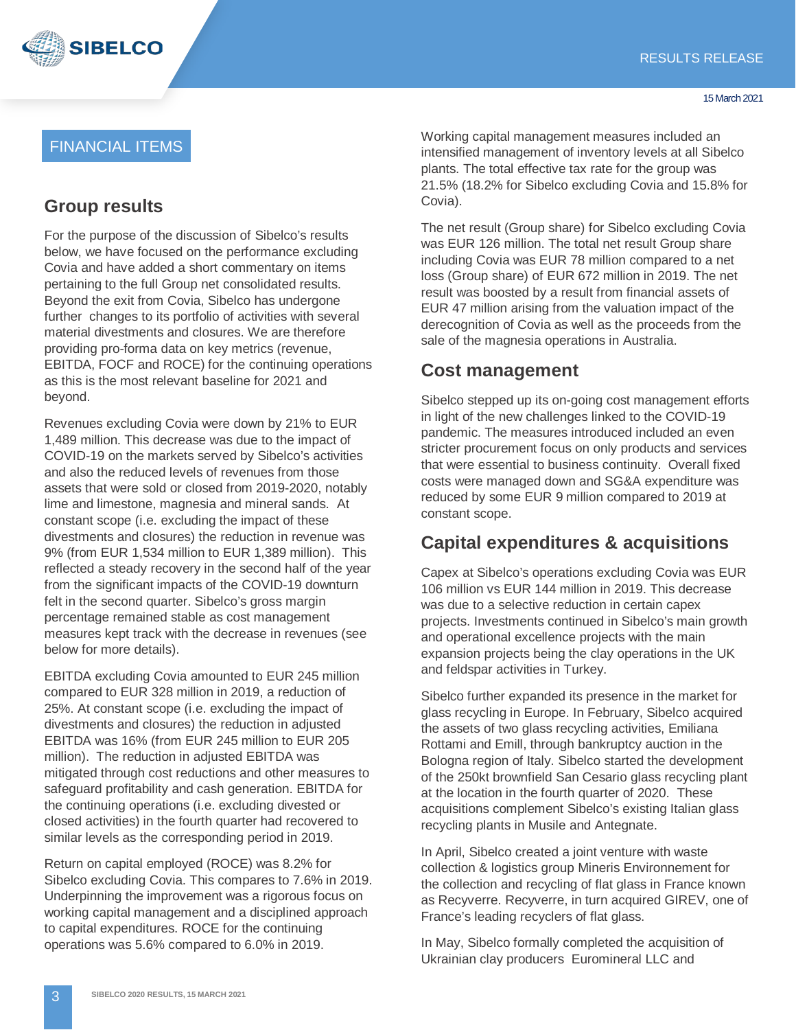# FINANCIAL ITEMS

## Group results

For the purpose of the discussion of Sibelco's results below, we have focused on the performance excluding Covia and have added a short commentary on items pertaining to the full Group net consolidated results. Beyond the exit from Covia, Sibelco has undergone further changes to its portfolio of activities with several material divestments and closures. We are therefore providing pro-forma data on key metrics (revenue, EBITDA, FOCF and ROCE) for the continuing operations as this is the most relevant baseline for 2021 and beyond.

Revenues excluding Covia were down by 21% to EUR 1,489 million. This decrease was due to the impact of COVID-19 on the markets served by Sibelco's activities and also the reduced levels of revenues from those assets that were sold or closed from 2019-2020, notably lime and limestone, magnesia and mineral sands. At constant scope (i.e. excluding the impact of these divestments and closures) the reduction in revenue was 9% (from EUR 1,534 million to EUR 1,389 million). This reflected a steady recovery in the second half of the year from the significant impacts of the COVID-19 downturn felt in the second quarter. Sibelco's gross margin percentage remained stable as cost management measures kept track with the decrease in revenues (see below for more details).

EBITDA excluding Covia amounted to EUR 245 million compared to EUR 328 million in 2019, a reduction of 25%. At constant scope (i.e. excluding the impact of divestments and closures) the reduction in adjusted EBITDA was 16% (from EUR 245 million to EUR 205 million). The reduction in adjusted EBITDA was mitigated through cost reductions and other measures to safeguard profitability and cash generation. EBITDA for the continuing operations (i.e. excluding divested or closed activities) in the fourth quarter had recovered to similar levels as the corresponding period in 2019.

Return on capital employed (ROCE) was 8.2% for Sibelco excluding Covia. This compares to 7.6% in 2019. Underpinning the improvement was a rigorous focus on working capital management and a disciplined approach to capital expenditures. ROCE for the continuing operations was 5.6% compared to 6.0% in 2019.

Working capital management measures included an intensified management of inventory levels at all Sibelco plants. The total effective tax rate for the group was 21.5% (18.2% for Sibelco excluding Covia and 15.8% for Covia).

The net result (Group share) for Sibelco excluding Covia was EUR 126 million. The total net result Group share including Covia was EUR 78 million compared to a net loss (Group share) of EUR 672 million in 2019. The net result was boosted by a result from financial assets of EUR 47 million arising from the valuation impact of the derecognition of Covia as well as the proceeds from the sale of the magnesia operations in Australia.

## Cost management

Sibelco stepped up its on-going cost management efforts in light of the new challenges linked to the COVID-19 pandemic. The measures introduced included an even stricter procurement focus on only products and services that were essential to business continuity. Overall fixed costs were managed down and SG&A expenditure was reduced by some EUR 9 million compared to 2019 at constant scope.

## Capital expenditures & acquisitions

Capex at Sibelco's operations excluding Covia was EUR 106 million vs EUR 144 million in 2019. This decrease was due to a selective reduction in certain capex projects. Investments continued in Sibelco's main growth and operational excellence projects with the main expansion projects being the clay operations in the UK and feldspar activities in Turkey.

Sibelco further expanded its presence in the market for glass recycling in Europe. In February, Sibelco acquired the assets of two glass recycling activities, Emiliana Rottami and Emill, through bankruptcy auction in the Bologna region of Italy. Sibelco started the development of the 250kt brownfield San Cesario glass recycling plant at the location in the fourth quarter of 2020. These acquisitions complement Sibelco's existing Italian glass recycling plants in Musile and Antegnate.

In April, Sibelco created a joint venture with waste collection & logistics group Mineris Environnement for the collection and recycling of flat glass in France known as Recyverre. Recyverre, in turn acquired GIREV, one of France's leading recyclers of flat glass.

In May, Sibelco formally completed the acquisition of Ukrainian clay producers Euromineral LLC and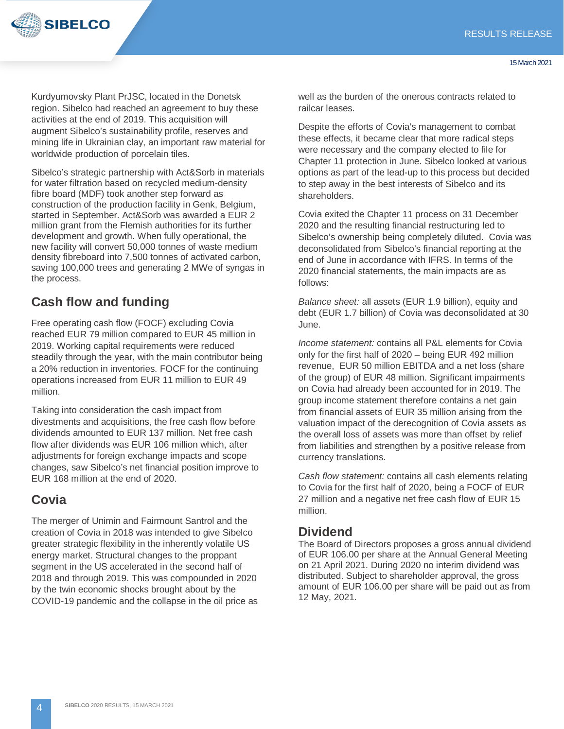Kurdyumovsky Plant PrJSC, located in the Donetsk region. Sibelco had reached an agreement to buy these activities at the end of 2019. This acquisition will augment Sibelco's sustainability profile, reserves and mining life in Ukrainian clay, an important raw material for worldwide production of porcelain tiles.

Sibelco's strategic partnership with Act&Sorb in materials for water filtration based on recycled medium-density fibre board (MDF) took another step forward as construction of the production facility in Genk, Belgium, started in September. Act&Sorb was awarded a EUR 2 million grant from the Flemish authorities for its further development and growth. When fully operational, the new facility will convert 50,000 tonnes of waste medium density fibreboard into 7,500 tonnes of activated carbon, saving 100,000 trees and generating 2 MWe of syngas in the process.

## Cash flow and funding

Free operating cash flow (FOCF) excluding Covia reached EUR 79 million compared to EUR 45 million in 2019. Working capital requirements were reduced steadily through the year, with the main contributor being a 20% reduction in inventories. FOCF for the continuing operations increased from EUR 11 million to EUR 49 million.

Taking into consideration the cash impact from divestments and acquisitions, the free cash flow before dividends amounted to EUR 137 million. Net free cash flow after dividends was EUR 106 million which, after adjustments for foreign exchange impacts and scope changes, saw Sibelco's net financial position improve to EUR 168 million at the end of 2020.

## Covia

The merger of Unimin and Fairmount Santrol and the creation of Covia in 2018 was intended to give Sibelco greater strategic flexibility in the inherently volatile US energy market. Structural changes to the proppant segment in the US accelerated in the second half of 2018 and through 2019. This was compounded in 2020 by the twin economic shocks brought about by the COVID-19 pandemic and the collapse in the oil price as well as the burden of the onerous contracts related to railcar leases.

Despite the efforts of Covia's management to combat these effects, it became clear that more radical steps were necessary and the company elected to file for Chapter 11 protection in June. Sibelco looked at various options as part of the lead-up to this process but decided to step away in the best interests of Sibelco and its shareholders.

Covia exited the Chapter 11 process on 31 December 2020 and the resulting financial restructuring led to Sibelco's ownership being completely diluted. Covia was deconsolidated from Sibelco's financial reporting at the end of June in accordance with IFRS. In terms of the 2020 financial statements, the main impacts are as follows:

*Balance sheet:* all assets (EUR 1.9 billion), equity and debt (EUR 1.7 billion) of Covia was deconsolidated at 30 June.

*Income statement:* contains all P&L elements for Covia only for the first half of 2020 – being EUR 492 million revenue, EUR 50 million EBITDA and a net loss (share of the group) of EUR 48 million. Significant impairments on Covia had already been accounted for in 2019. The group income statement therefore contains a net gain from financial assets of EUR 35 million arising from the valuation impact of the derecognition of Covia assets as the overall loss of assets was more than offset by relief from liabilities and strengthen by a positive release from currency translations.

*Cash flow statement:* contains all cash elements relating to Covia for the first half of 2020, being a FOCF of EUR 27 million and a negative net free cash flow of EUR 15 million.

## Dividend

The Board of Directors proposes a gross annual dividend of EUR 106.00 per share at the Annual General Meeting on 21 April 2021. During 2020 no interim dividend was distributed. Subject to shareholder approval, the gross amount of EUR 106.00 per share will be paid out as from 12 May, 2021.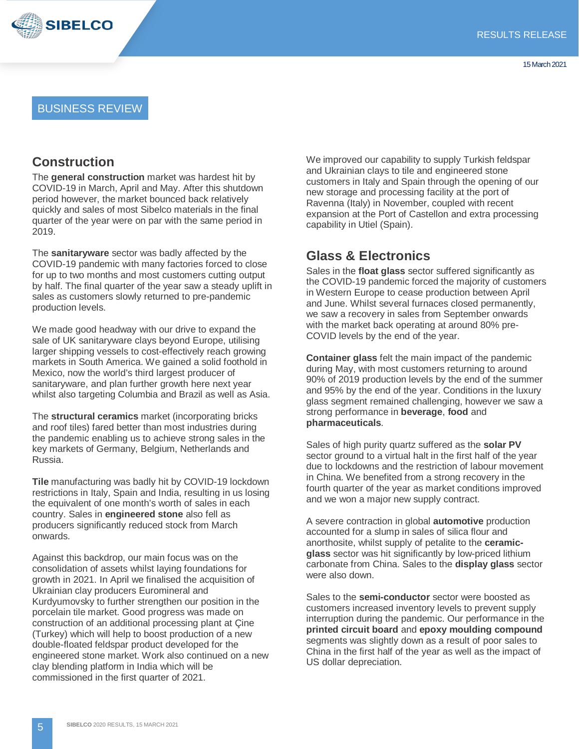# BUSINESS REVIEW

## Construction

The **general construction** market was hardest hit by COVID-19 in March, April and May. After this shutdown period however, the market bounced back relatively quickly and sales of most Sibelco materials in the final quarter of the year were on par with the same period in 2019.

The **sanitaryware** sector was badly affected by the COVID-19 pandemic with many factories forced to close for up to two months and most customers cutting output by half. The final quarter of the year saw a steady uplift in sales as customers slowly returned to pre-pandemic production levels.

We made good headway with our drive to expand the sale of UK sanitaryware clays beyond Europe, utilising larger shipping vessels to cost-effectively reach growing markets in South America. We gained a solid foothold in Mexico, now the world's third largest producer of sanitaryware, and plan further growth here next year whilst also targeting Columbia and Brazil as well as Asia.

The **structural ceramics** market (incorporating bricks and roof tiles) fared better than most industries during the pandemic enabling us to achieve strong sales in the key markets of Germany, Belgium, Netherlands and Russia.

**Tile** manufacturing was badly hit by COVID-19 lockdown restrictions in Italy, Spain and India, resulting in us losing the equivalent of one month's worth of sales in each country. Sales in **engineered stone** also fell as producers significantly reduced stock from March onwards.

Against this backdrop, our main focus was on the consolidation of assets whilst laying foundations for growth in 2021. In April we finalised the acquisition of Ukrainian clay producers Euromineral and Kurdyumovsky to further strengthen our position in the porcelain tile market. Good progress was made on construction of an additional processing plant at Çine (Turkey) which will help to boost production of a new double-floated feldspar product developed for the engineered stone market. Work also continued on a new clay blending platform in India which will be commissioned in the first quarter of 2021.

We improved our capability to supply Turkish feldspar and Ukrainian clays to tile and engineered stone customers in Italy and Spain through the opening of our new storage and processing facility at the port of Ravenna (Italy) in November, coupled with recent expansion at the Port of Castellon and extra processing capability in Utiel (Spain).

## Glass & Electronics

Sales in the **float glass** sector suffered significantly as the COVID-19 pandemic forced the majority of customers in Western Europe to cease production between April and June. Whilst several furnaces closed permanently, we saw a recovery in sales from September onwards with the market back operating at around 80% pre-COVID levels by the end of the year.

**Container glass** felt the main impact of the pandemic during May, with most customers returning to around 90% of 2019 production levels by the end of the summer and 95% by the end of the year. Conditions in the luxury glass segment remained challenging, however we saw a strong performance in **beverage**, **food** and **pharmaceuticals**.

Sales of high purity quartz suffered as the **solar PV** sector ground to a virtual halt in the first half of the year due to lockdowns and the restriction of labour movement in China. We benefited from a strong recovery in the fourth quarter of the year as market conditions improved and we won a major new supply contract.

A severe contraction in global **automotive** production accounted for a slump in sales of silica flour and anorthosite, whilst supply of petalite to the **ceramic-glass** sector was hit significantly by low-priced lithium carbonate from China. Sales to the **display glass** sector were also down.

Sales to the **semi-conductor** sector were boosted as customers increased inventory levels to prevent supply interruption during the pandemic. Our performance in the **printed circuit board** and **epoxy moulding compound** segments was slightly down as a result of poor sales to China in the first half of the year as well as the impact of US dollar depreciation.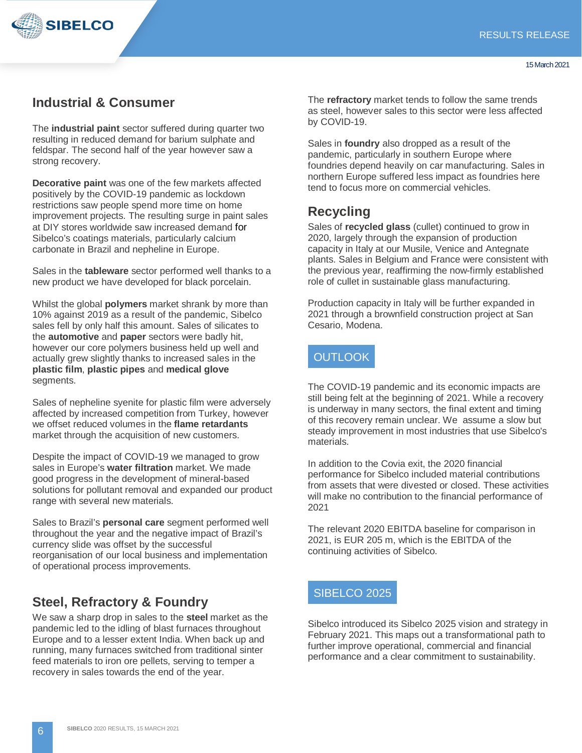## Industrial & Consumer

The **industrial paint** sector suffered during quarter two resulting in reduced demand for barium sulphate and feldspar. The second half of the year however saw a strong recovery.

**Decorative paint** was one of the few markets affected positively by the COVID-19 pandemic as lockdown restrictions saw people spend more time on home improvement projects. The resulting surge in paint sales at DIY stores worldwide saw increased demand for Sibelco's coatings materials, particularly calcium carbonate in Brazil and nepheline in Europe.

Sales in the **tableware** sector performed well thanks to a new product we have developed for black porcelain.

Whilst the global **polymers** market shrank by more than 10% against 2019 as a result of the pandemic, Sibelco sales fell by only half this amount. Sales of silicates to the **automotive** and **paper** sectors were badly hit, however our core polymers business held up well and actually grew slightly thanks to increased sales in the **plastic film**, **plastic pipes** and **medical glove** segments.

Sales of nepheline syenite for plastic film were adversely affected by increased competition from Turkey, however we offset reduced volumes in the **flame retardants** market through the acquisition of new customers.

Despite the impact of COVID-19 we managed to grow sales in Europe's **water filtration** market. We made good progress in the development of mineral-based solutions for pollutant removal and expanded our product range with several new materials.

Sales to Brazil's **personal care** segment performed well throughout the year and the negative impact of Brazil's currency slide was offset by the successful reorganisation of our local business and implementation of operational process improvements.

## Steel, Refractory & Foundry

We saw a sharp drop in sales to the **steel** market as the pandemic led to the idling of blast furnaces throughout Europe and to a lesser extent India. When back up and running, many furnaces switched from traditional sinter feed materials to iron ore pellets, serving to temper a recovery in sales towards the end of the year.

The **refractory** market tends to follow the same trends as steel, however sales to this sector were less affected by COVID-19.

Sales in **foundry** also dropped as a result of the pandemic, particularly in southern Europe where foundries depend heavily on car manufacturing. Sales in northern Europe suffered less impact as foundries here tend to focus more on commercial vehicles.

## Recycling

Sales of **recycled glass** (cullet) continued to grow in 2020, largely through the expansion of production capacity in Italy at our Musile, Venice and Antegnate plants. Sales in Belgium and France were consistent with the previous year, reaffirming the now-firmly established role of cullet in sustainable glass manufacturing.

Production capacity in Italy will be further expanded in 2021 through a brownfield construction project at San Cesario, Modena.

## OUTLOOK

The COVID-19 pandemic and its economic impacts are still being felt at the beginning of 2021. While a recovery is underway in many sectors, the final extent and timing of this recovery remain unclear. We assume a slow but steady improvement in most industries that use Sibelco's materials.

In addition to the Covia exit, the 2020 financial performance for Sibelco included material contributions from assets that were divested or closed. These activities will make no contribution to the financial performance of 2021

The relevant 2020 EBITDA baseline for comparison in 2021, is EUR 205 m, which is the EBITDA of the continuing activities of Sibelco.

## SIBELCO 2025

Sibelco introduced its Sibelco 2025 vision and strategy in February 2021. This maps out a transformational path to further improve operational, commercial and financial performance and a clear commitment to sustainability.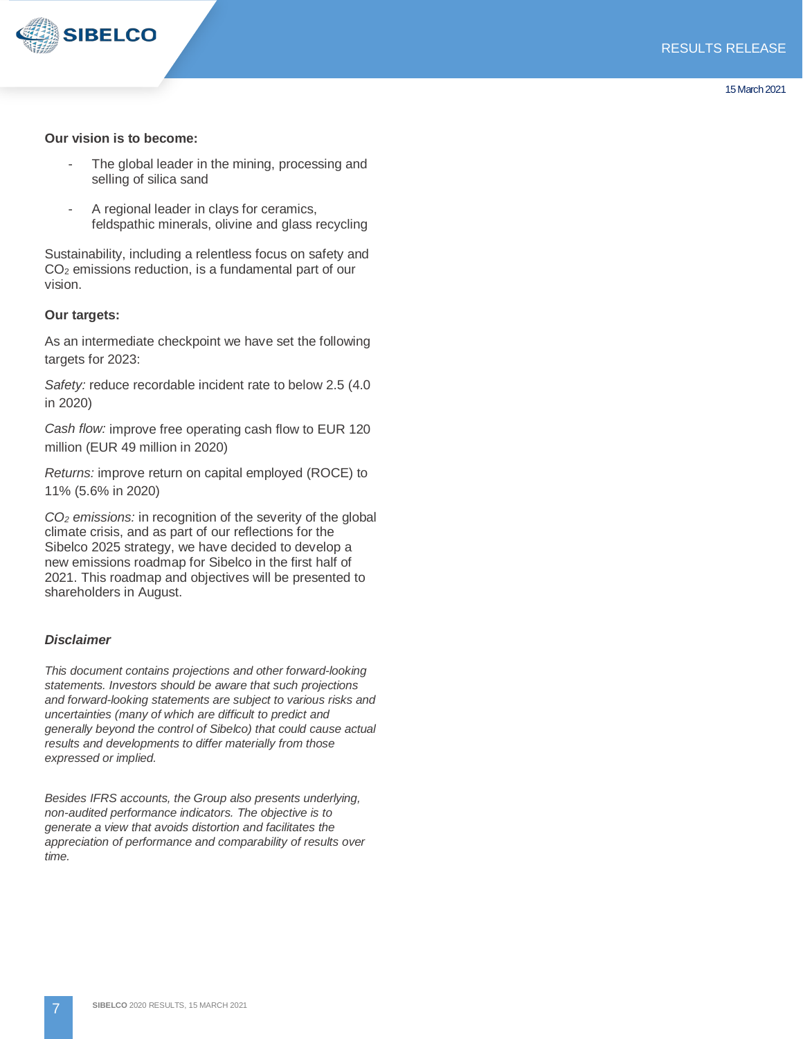**Our vision is to become:**

- The global leader in the mining, processing and selling of silica sand
- A regional leader in clays for ceramics, feldspathic minerals, olivine and glass recycling

Sustainability, including a relentless focus on safety and $CO_2$ emissions reduction, is a fundamental part of our vision.

**Our targets:**

As an intermediate checkpoint we have set the following targets for 2023:

*Safety:* reduce recordable incident rate to below 2.5 (4.0 in 2020)

*Cash flow:* improve free operating cash flow to EUR 120 million (EUR 49 million in 2020)

*Returns:* improve return on capital employed (ROCE) to 11% (5.6% in 2020)

*$CO_2$ emissions:* in recognition of the severity of the global climate crisis, and as part of our reflections for the Sibelco 2025 strategy, we have decided to develop a new emissions roadmap for Sibelco in the first half of 2021. This roadmap and objectives will be presented to shareholders in August.

***Disclaimer***

*This document contains projections and other forward-looking statements. Investors should be aware that such projections and forward-looking statements are subject to various risks and uncertainties (many of which are difficult to predict and generally beyond the control of Sibelco) that could cause actual results and developments to differ materially from those expressed or implied.*

*Besides IFRS accounts, the Group also presents underlying, non-audited performance indicators. The objective is to generate a view that avoids distortion and facilitates the appreciation of performance and comparability of results over time.*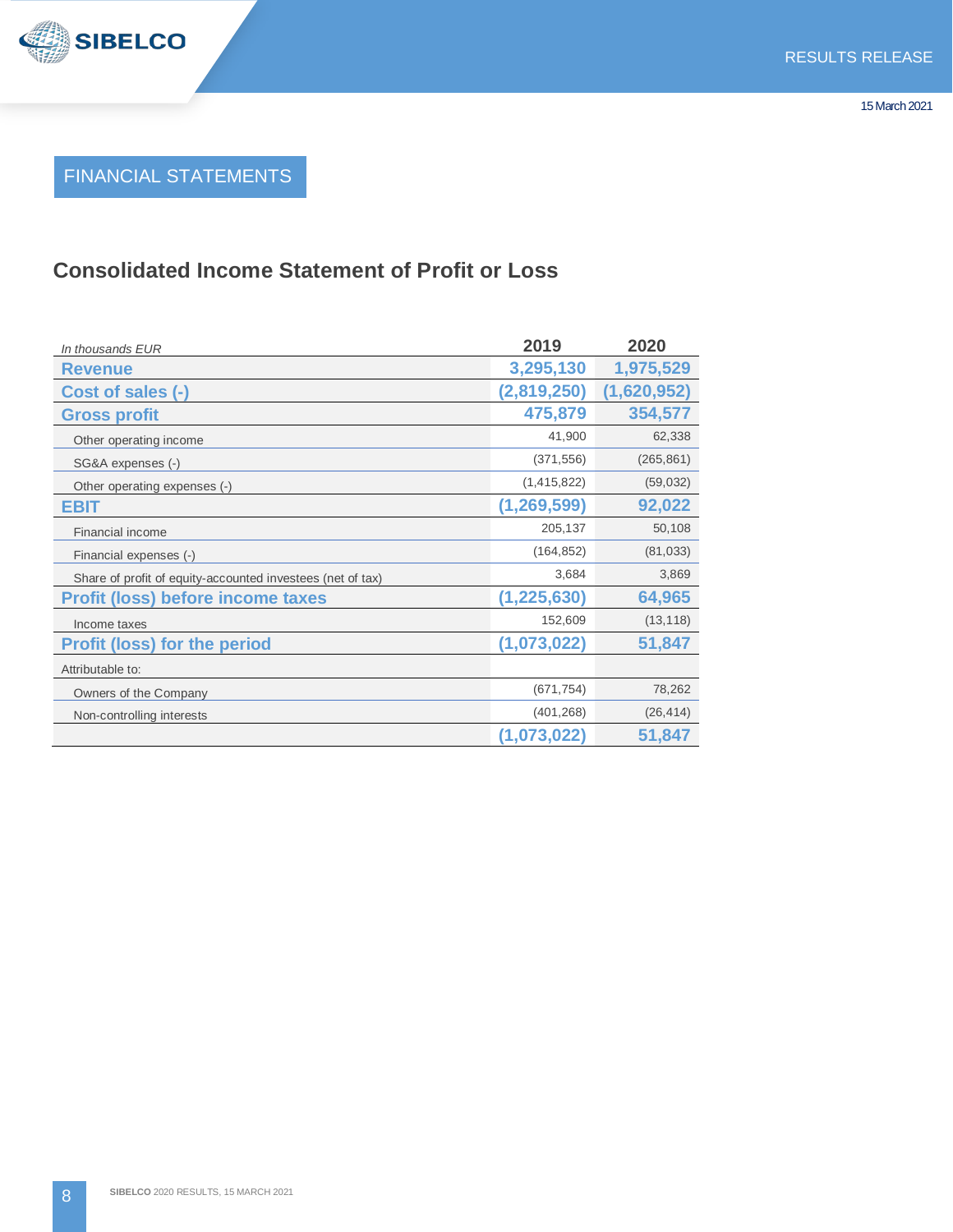## FINANCIAL STATEMENTS

## Consolidated Income Statement of Profit or Loss

| *In thousands EUR* | 2019 | 2020 |
|---|---|---|
| **Revenue** | **3,295,130** | **1,975,529** |
| **Cost of sales (-)** | **(2,819,250)** | **(1,620,952)** |
| **Gross profit** | **475,879** | **354,577** |
| Other operating income | 41,900 | 62,338 |
| SG&A expenses (-) | (371,556) | (265,861) |
| Other operating expenses (-) | (1,415,822) | (59,032) |
| **EBIT** | **(1,269,599)** | **92,022** |
| Financial income | 205,137 | 50,108 |
| Financial expenses (-) | (164,852) | (81,033) |
| Share of profit of equity-accounted investees (net of tax) | 3,684 | 3,869 |
| **Profit (loss) before income taxes** | **(1,225,630)** | **64,965** |
| Income taxes | 152,609 | (13,118) |
| **Profit (loss) for the period** | **(1,073,022)** | **51,847** |
| Attributable to: | | |
| Owners of the Company | (671,754) | 78,262 |
| Non-controlling interests | (401,268) | (26,414) |
| | **(1,073,022)** | **51,847** |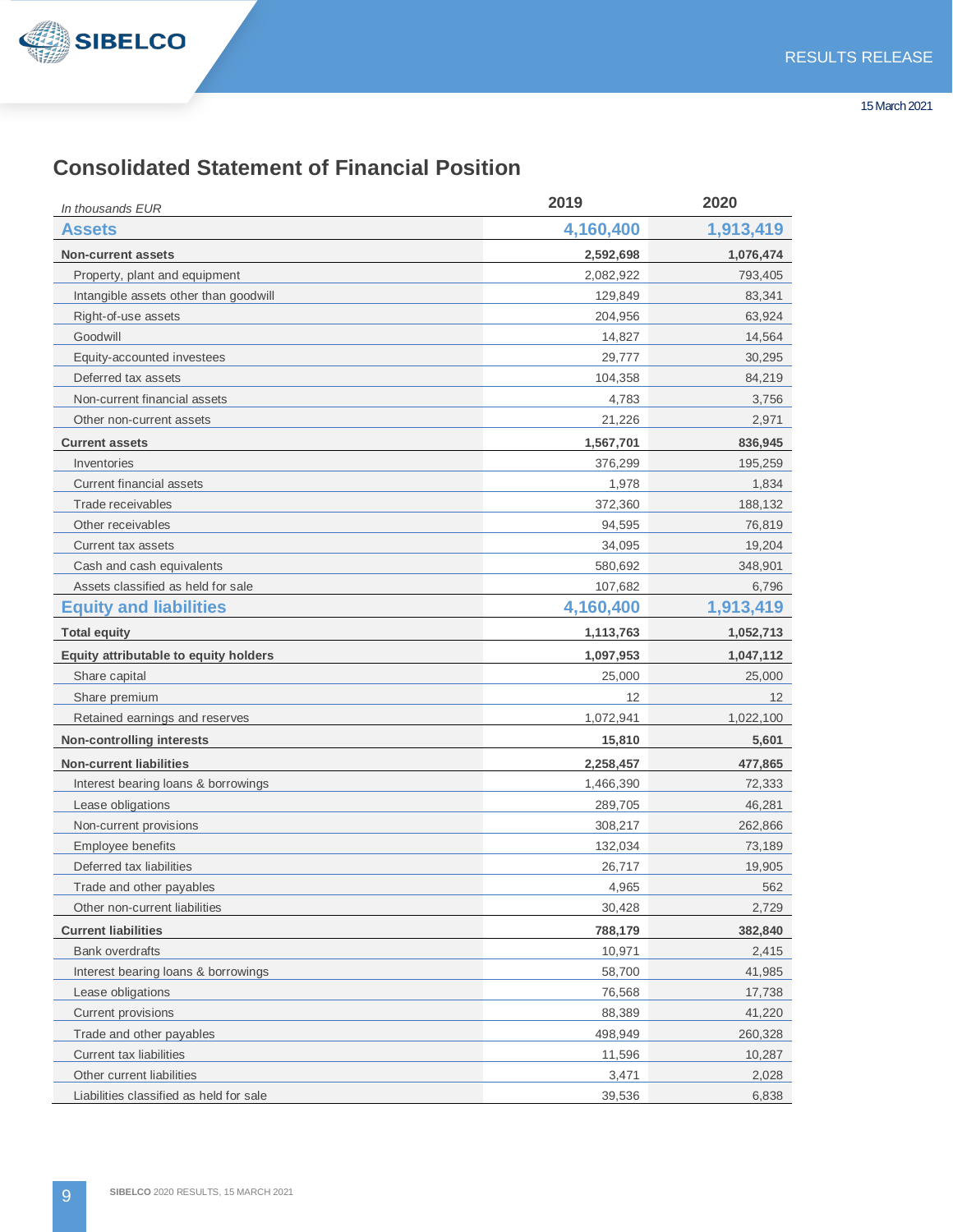## Consolidated Statement of Financial Position

| *In thousands EUR* | 2019 | 2020 |
|---|---|---|
| **Assets** | **4,160,400** | **1,913,419** |
| **Non-current assets** | **2,592,698** | **1,076,474** |
| Property, plant and equipment | 2,082,922 | 793,405 |
| Intangible assets other than goodwill | 129,849 | 83,341 |
| Right-of-use assets | 204,956 | 63,924 |
| Goodwill | 14,827 | 14,564 |
| Equity-accounted investees | 29,777 | 30,295 |
| Deferred tax assets | 104,358 | 84,219 |
| Non-current financial assets | 4,783 | 3,756 |
| Other non-current assets | 21,226 | 2,971 |
| **Current assets** | **1,567,701** | **836,945** |
| Inventories | 376,299 | 195,259 |
| Current financial assets | 1,978 | 1,834 |
| Trade receivables | 372,360 | 188,132 |
| Other receivables | 94,595 | 76,819 |
| Current tax assets | 34,095 | 19,204 |
| Cash and cash equivalents | 580,692 | 348,901 |
| Assets classified as held for sale | 107,682 | 6,796 |
| **Equity and liabilities** | **4,160,400** | **1,913,419** |
| **Total equity** | **1,113,763** | **1,052,713** |
| **Equity attributable to equity holders** | **1,097,953** | **1,047,112** |
| Share capital | 25,000 | 25,000 |
| Share premium | 12 | 12 |
| Retained earnings and reserves | 1,072,941 | 1,022,100 |
| **Non-controlling interests** | **15,810** | **5,601** |
| **Non-current liabilities** | **2,258,457** | **477,865** |
| Interest bearing loans & borrowings | 1,466,390 | 72,333 |
| Lease obligations | 289,705 | 46,281 |
| Non-current provisions | 308,217 | 262,866 |
| Employee benefits | 132,034 | 73,189 |
| Deferred tax liabilities | 26,717 | 19,905 |
| Trade and other payables | 4,965 | 562 |
| Other non-current liabilities | 30,428 | 2,729 |
| **Current liabilities** | **788,179** | **382,840** |
| Bank overdrafts | 10,971 | 2,415 |
| Interest bearing loans & borrowings | 58,700 | 41,985 |
| Lease obligations | 76,568 | 17,738 |
| Current provisions | 88,389 | 41,220 |
| Trade and other payables | 498,949 | 260,328 |
| Current tax liabilities | 11,596 | 10,287 |
| Other current liabilities | 3,471 | 2,028 |
| Liabilities classified as held for sale | 39,536 | 6,838 |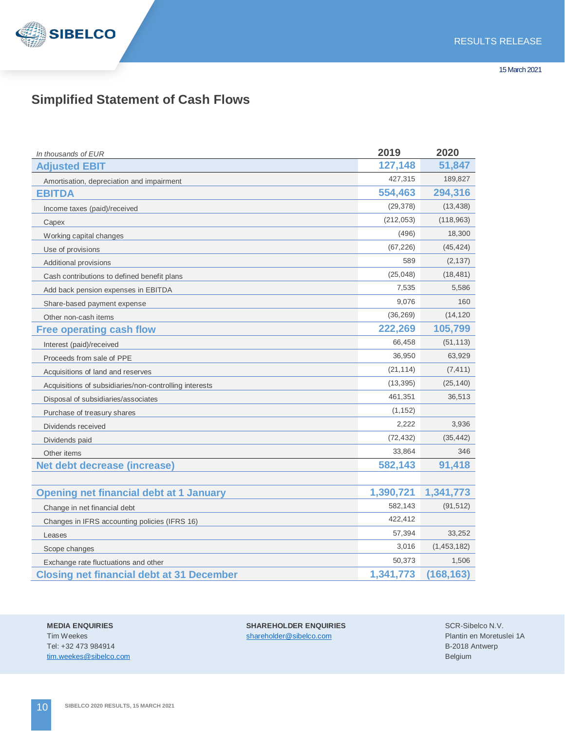## Simplified Statement of Cash Flows

| *In thousands of EUR* | 2019 | 2020 |
|---|---|---|
| **Adjusted EBIT** | **127,148** | **51,847** |
| Amortisation, depreciation and impairment | 427,315 | 189,827 |
| **EBITDA** | **554,463** | **294,316** |
| Income taxes (paid)/received | (29,378) | (13,438) |
| Capex | (212,053) | (118,963) |
| Working capital changes | (496) | 18,300 |
| Use of provisions | (67,226) | (45,424) |
| Additional provisions | 589 | (2,137) |
| Cash contributions to defined benefit plans | (25,048) | (18,481) |
| Add back pension expenses in EBITDA | 7,535 | 5,586 |
| Share-based payment expense | 9,076 | 160 |
| Other non-cash items | (36,269) | (14,120 |
| **Free operating cash flow** | **222,269** | **105,799** |
| Interest (paid)/received | 66,458 | (51,113) |
| Proceeds from sale of PPE | 36,950 | 63,929 |
| Acquisitions of land and reserves | (21,114) | (7,411) |
| Acquisitions of subsidiaries/non-controlling interests | (13,395) | (25,140) |
| Disposal of subsidiaries/associates | 461,351 | 36,513 |
| Purchase of treasury shares | (1,152) | |
| Dividends received | 2,222 | 3,936 |
| Dividends paid | (72,432) | (35,442) |
| Other items | 33,864 | 346 |
| **Net debt decrease (increase)** | **582,143** | **91,418** |
| | | |
| **Opening net financial debt at 1 January** | **1,390,721** | **1,341,773** |
| Change in net financial debt | 582,143 | (91,512) |
| Changes in IFRS accounting policies (IFRS 16) | 422,412 | |
| Leases | 57,394 | 33,252 |
| Scope changes | 3,016 | (1,453,182) |
| Exchange rate fluctuations and other | 50,373 | 1,506 |
| **Closing net financial debt at 31 December** | **1,341,773** | **(168,163)** |

**MEDIA ENQUIRIES**
Tim Weekes
Tel: +32 473 984914
tim.weekes@sibelco.com

**SHAREHOLDER ENQUIRIES**
shareholder@sibelco.com

SCR-Sibelco N.V.
Plantin en Moretuslei 1A
B-2018 Antwerp
Belgium